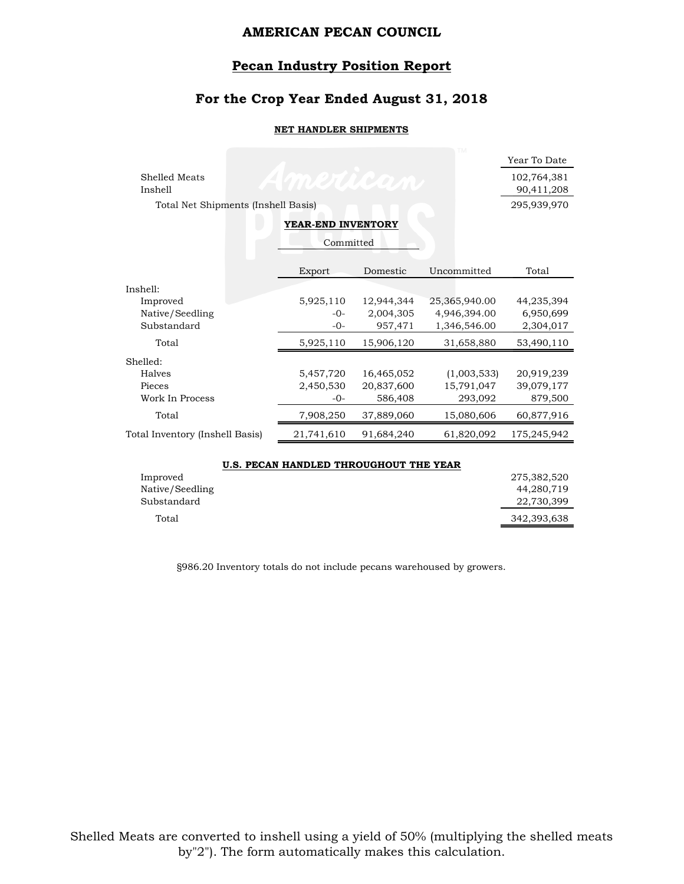# AMERICAN PECAN COUNCIL

## Pecan Industry Position Report

## For the Crop Year Ended August 31, 2018

### NET HANDLER SHIPMENTS

| | Year To Date |
|---|---|
| Shelled Meats | 102,764,381 |
| Inshell | 90,411,208 |
| Total Net Shipments (Inshell Basis) | 295,939,970 |

### YEAR-END INVENTORY

| | Committed | | | |
|---|---|---|---|---|
| | Export | Domestic | Uncommitted | Total |
| **Inshell:** | | | | |
| Improved | 5,925,110 | 12,944,344 | 25,365,940.00 | 44,235,394 |
| Native/Seedling | -0- | 2,004,305 | 4,946,394.00 | 6,950,699 |
| Substandard | -0- | 957,471 | 1,346,546.00 | 2,304,017 |
| Total | 5,925,110 | 15,906,120 | 31,658,880 | 53,490,110 |
| **Shelled:** | | | | |
| Halves | 5,457,720 | 16,465,052 | (1,003,533) | 20,919,239 |
| Pieces | 2,450,530 | 20,837,600 | 15,791,047 | 39,079,177 |
| Work In Process | -0- | 586,408 | 293,092 | 879,500 |
| Total | 7,908,250 | 37,889,060 | 15,080,606 | 60,877,916 |
| Total Inventory (Inshell Basis) | 21,741,610 | 91,684,240 | 61,820,092 | 175,245,942 |

### U.S. PECAN HANDLED THROUGHOUT THE YEAR

| | |
|---|---|
| Improved | 275,382,520 |
| Native/Seedling | 44,280,719 |
| Substandard | 22,730,399 |
| Total | 342,393,638 |

§986.20 Inventory totals do not include pecans warehoused by growers.

Shelled Meats are converted to inshell using a yield of 50% (multiplying the shelled meats by"2"). The form automatically makes this calculation.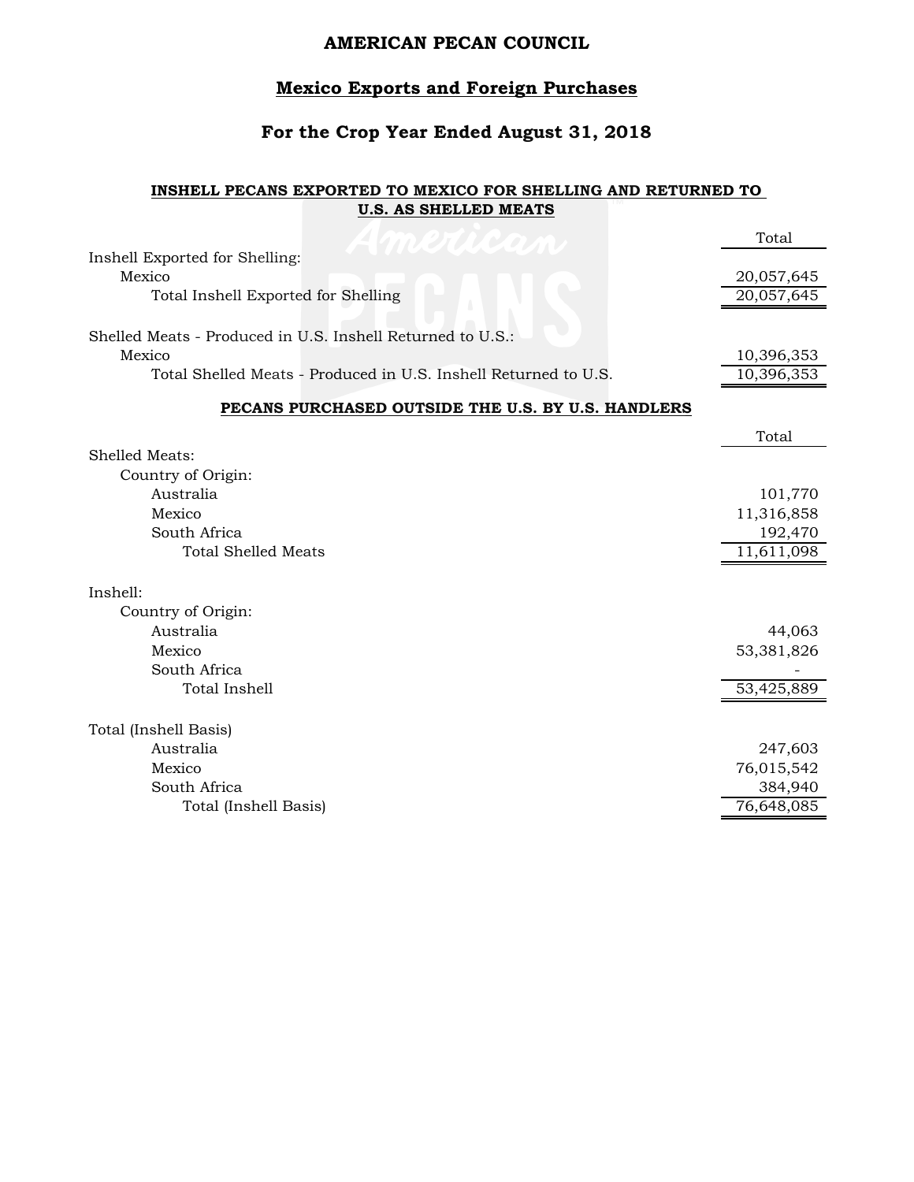# AMERICAN PECAN COUNCIL

## Mexico Exports and Foreign Purchases

## For the Crop Year Ended August 31, 2018

### INSHELL PECANS EXPORTED TO MEXICO FOR SHELLING AND RETURNED TO U.S. AS SHELLED MEATS

| | Total |
|---|---|
| Inshell Exported for Shelling: | |
| Mexico | 20,057,645 |
| Total Inshell Exported for Shelling | 20,057,645 |
| | |
| Shelled Meats - Produced in U.S. Inshell Returned to U.S.: | |
| Mexico | 10,396,353 |
| Total Shelled Meats - Produced in U.S. Inshell Returned to U.S. | 10,396,353 |

### PECANS PURCHASED OUTSIDE THE U.S. BY U.S. HANDLERS

| | Total |
|---|---|
| Shelled Meats: | |
| Country of Origin: | |
| Australia | 101,770 |
| Mexico | 11,316,858 |
| South Africa | 192,470 |
| Total Shelled Meats | 11,611,098 |
| | |
| Inshell: | |
| Country of Origin: | |
| Australia | 44,063 |
| Mexico | 53,381,826 |
| South Africa | - |
| Total Inshell | 53,425,889 |
| | |
| Total (Inshell Basis) | |
| Australia | 247,603 |
| Mexico | 76,015,542 |
| South Africa | 384,940 |
| Total (Inshell Basis) | 76,648,085 |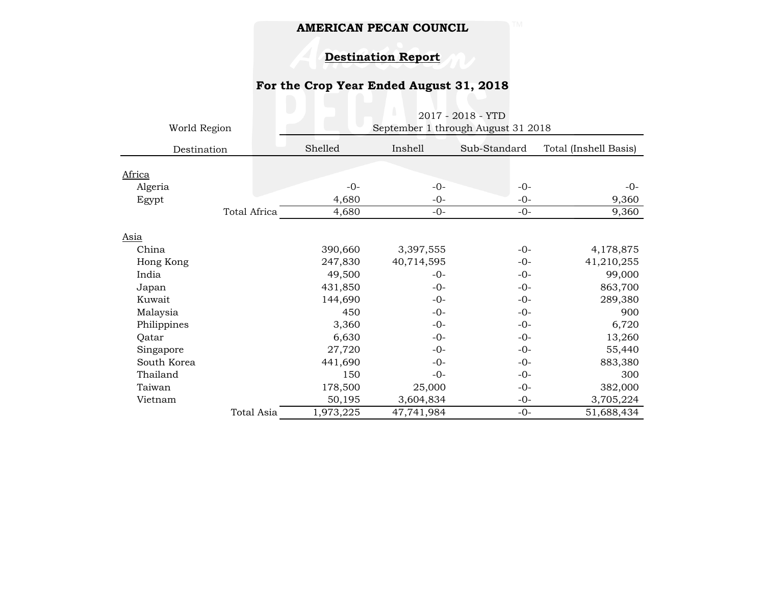**AMERICAN PECAN COUNCIL**

**Destination Report**

**For the Crop Year Ended August 31, 2018**

| World Region | 2017 - 2018 - YTD September 1 through August 31 2018 | | | |
|---|---|---|---|---|
| Destination | Shelled | Inshell | Sub-Standard | Total (Inshell Basis) |
| Africa | | | | |
| Algeria | -0- | -0- | -0- | -0- |
| Egypt | 4,680 | -0- | -0- | 9,360 |
| Total Africa | 4,680 | -0- | -0- | 9,360 |
| Asia | | | | |
| China | 390,660 | 3,397,555 | -0- | 4,178,875 |
| Hong Kong | 247,830 | 40,714,595 | -0- | 41,210,255 |
| India | 49,500 | -0- | -0- | 99,000 |
| Japan | 431,850 | -0- | -0- | 863,700 |
| Kuwait | 144,690 | -0- | -0- | 289,380 |
| Malaysia | 450 | -0- | -0- | 900 |
| Philippines | 3,360 | -0- | -0- | 6,720 |
| Qatar | 6,630 | -0- | -0- | 13,260 |
| Singapore | 27,720 | -0- | -0- | 55,440 |
| South Korea | 441,690 | -0- | -0- | 883,380 |
| Thailand | 150 | -0- | -0- | 300 |
| Taiwan | 178,500 | 25,000 | -0- | 382,000 |
| Vietnam | 50,195 | 3,604,834 | -0- | 3,705,224 |
| Total Asia | 1,973,225 | 47,741,984 | -0- | 51,688,434 |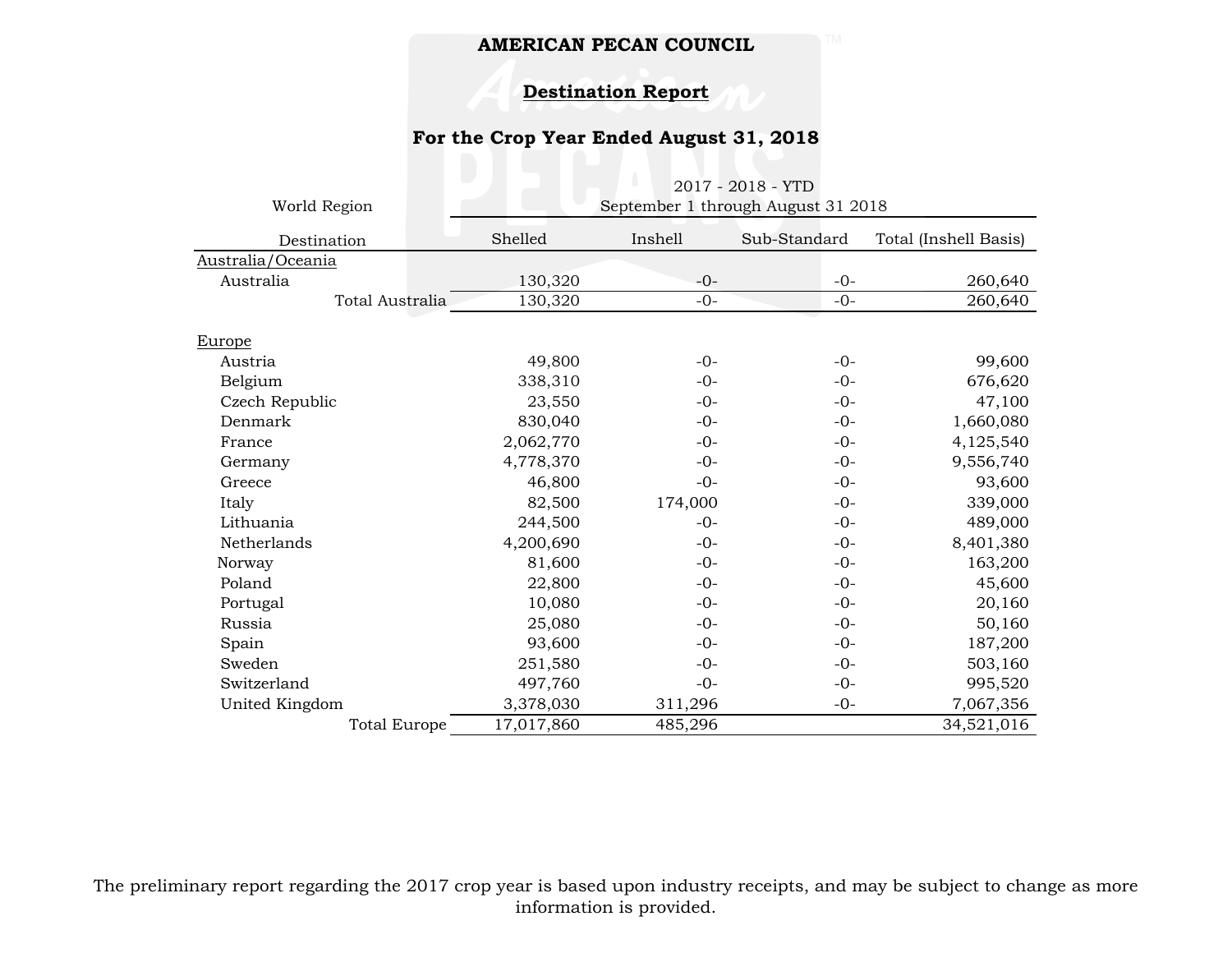**AMERICAN PECAN COUNCIL**

**Destination Report**

**For the Crop Year Ended August 31, 2018**

| World Region | 2017 - 2018 - YTD September 1 through August 31 2018 | | | |
|---|---|---|---|---|
| Destination | Shelled | Inshell | Sub-Standard | Total (Inshell Basis) |
| Australia/Oceania | | | | |
| Australia | 130,320 | -0- | -0- | 260,640 |
| Total Australia | 130,320 | -0- | -0- | 260,640 |
| Europe | | | | |
| Austria | 49,800 | -0- | -0- | 99,600 |
| Belgium | 338,310 | -0- | -0- | 676,620 |
| Czech Republic | 23,550 | -0- | -0- | 47,100 |
| Denmark | 830,040 | -0- | -0- | 1,660,080 |
| France | 2,062,770 | -0- | -0- | 4,125,540 |
| Germany | 4,778,370 | -0- | -0- | 9,556,740 |
| Greece | 46,800 | -0- | -0- | 93,600 |
| Italy | 82,500 | 174,000 | -0- | 339,000 |
| Lithuania | 244,500 | -0- | -0- | 489,000 |
| Netherlands | 4,200,690 | -0- | -0- | 8,401,380 |
| Norway | 81,600 | -0- | -0- | 163,200 |
| Poland | 22,800 | -0- | -0- | 45,600 |
| Portugal | 10,080 | -0- | -0- | 20,160 |
| Russia | 25,080 | -0- | -0- | 50,160 |
| Spain | 93,600 | -0- | -0- | 187,200 |
| Sweden | 251,580 | -0- | -0- | 503,160 |
| Switzerland | 497,760 | -0- | -0- | 995,520 |
| United Kingdom | 3,378,030 | 311,296 | -0- | 7,067,356 |
| Total Europe | 17,017,860 | 485,296 | | 34,521,016 |

The preliminary report regarding the 2017 crop year is based upon industry receipts, and may be subject to change as more information is provided.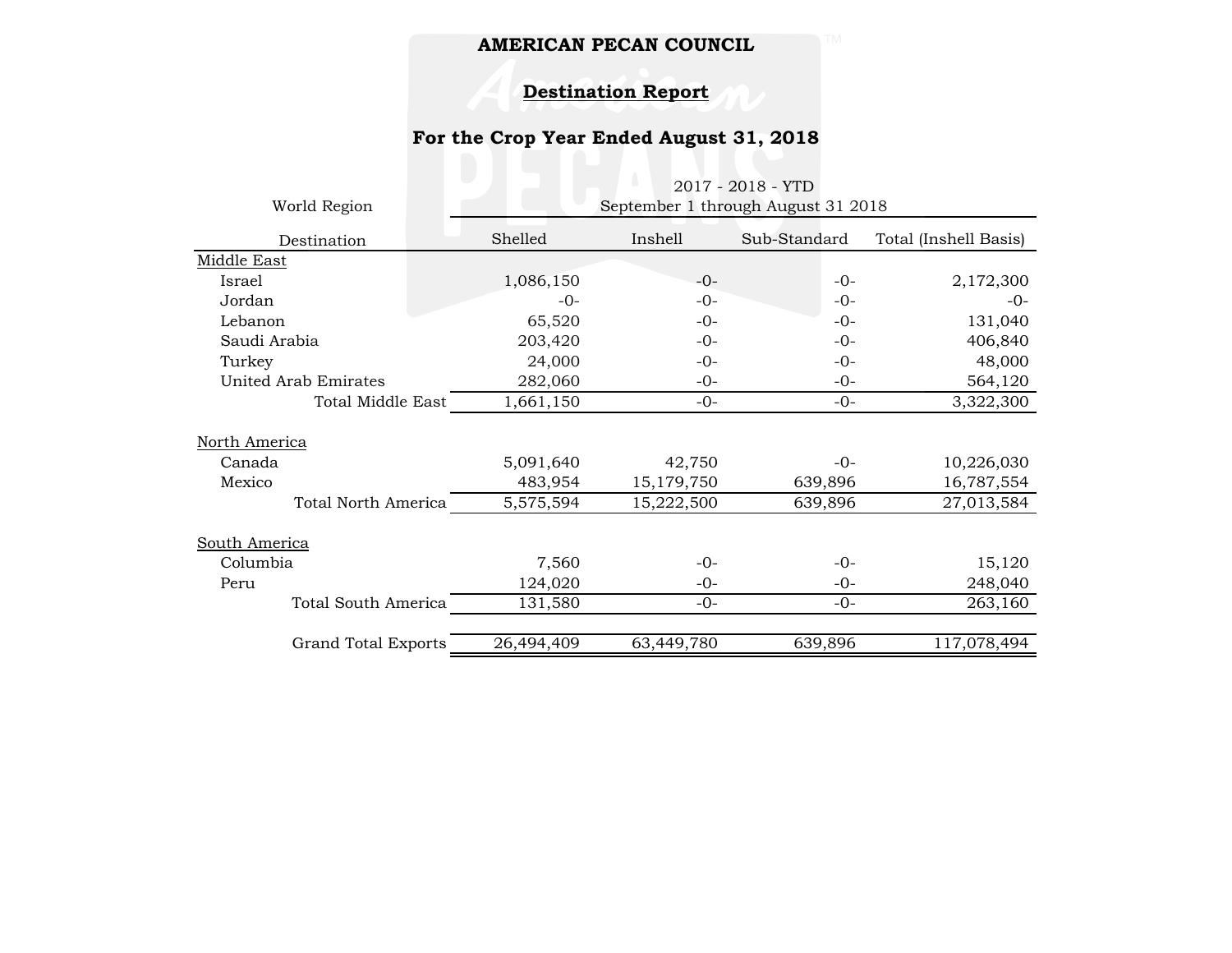# AMERICAN PECAN COUNCIL

## Destination Report

## For the Crop Year Ended August 31, 2018

| World Region | 2017 - 2018 - YTD September 1 through August 31 2018 | | | |
|---|---|---|---|---|
| Destination | Shelled | Inshell | Sub-Standard | Total (Inshell Basis) |
| Middle East | | | | |
| Israel | 1,086,150 | -0- | -0- | 2,172,300 |
| Jordan | -0- | -0- | -0- | -0- |
| Lebanon | 65,520 | -0- | -0- | 131,040 |
| Saudi Arabia | 203,420 | -0- | -0- | 406,840 |
| Turkey | 24,000 | -0- | -0- | 48,000 |
| United Arab Emirates | 282,060 | -0- | -0- | 564,120 |
| Total Middle East | 1,661,150 | -0- | -0- | 3,322,300 |
| North America | | | | |
| Canada | 5,091,640 | 42,750 | -0- | 10,226,030 |
| Mexico | 483,954 | 15,179,750 | 639,896 | 16,787,554 |
| Total North America | 5,575,594 | 15,222,500 | 639,896 | 27,013,584 |
| South America | | | | |
| Columbia | 7,560 | -0- | -0- | 15,120 |
| Peru | 124,020 | -0- | -0- | 248,040 |
| Total South America | 131,580 | -0- | -0- | 263,160 |
| Grand Total Exports | 26,494,409 | 63,449,780 | 639,896 | 117,078,494 |